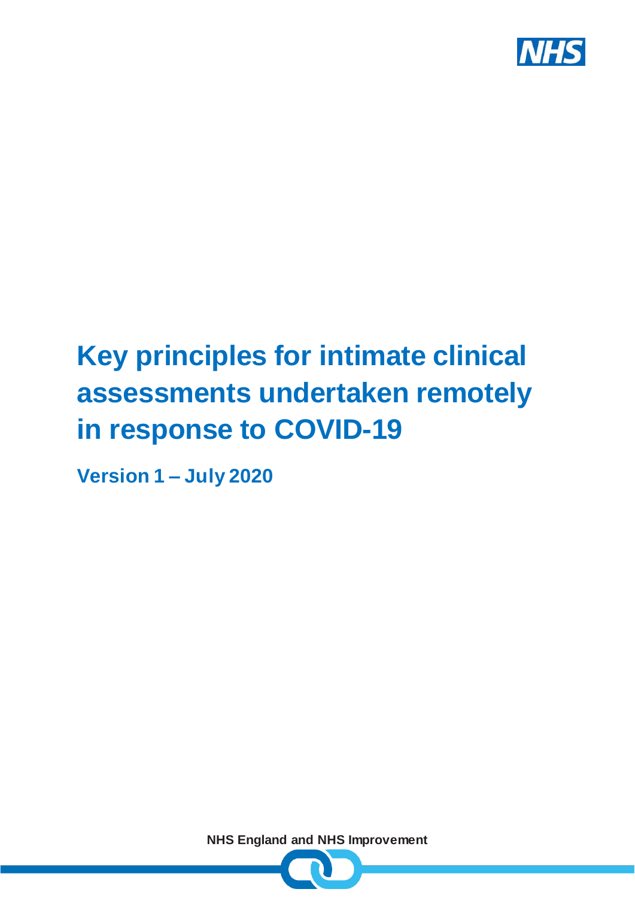# Key principles for intimate clinical assessments undertaken remotely in response to COVID-19

**Version 1 – July 2020**

NHS England and NHS Improvement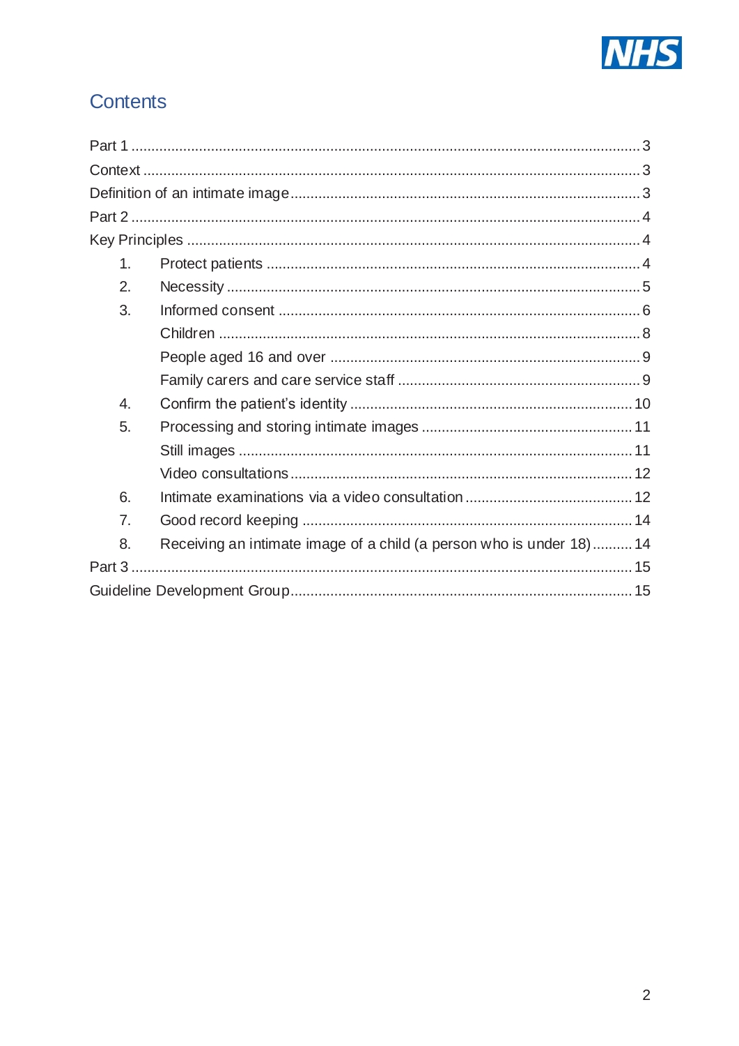## Contents

Part 1 ............................................................ 3

Context ............................................................ 3

Definition of an intimate image ............................................................ 3

Part 2 ............................................................ 4

Key Principles ............................................................ 4

1. Protect patients ............................................................ 4
2. Necessity ............................................................ 5
3. Informed consent ............................................................ 6
   - Children ............................................................ 8
   - People aged 16 and over ............................................................ 9
   - Family carers and care service staff ............................................................ 9
4. Confirm the patient's identity ............................................................ 10
5. Processing and storing intimate images ............................................................ 11
   - Still images ............................................................ 11
   - Video consultations ............................................................ 12
6. Intimate examinations via a video consultation ............................................................ 12
7. Good record keeping ............................................................ 14
8. Receiving an intimate image of a child (a person who is under 18) .......... 14

Part 3 ............................................................ 15

Guideline Development Group ............................................................ 15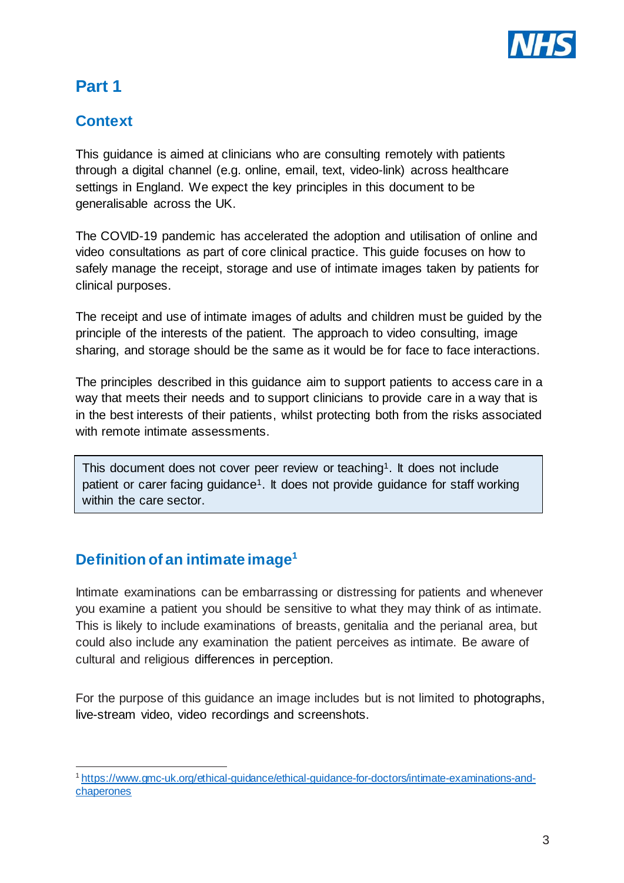# Part 1

## Context

This guidance is aimed at clinicians who are consulting remotely with patients through a digital channel (e.g. online, email, text, video-link) across healthcare settings in England. We expect the key principles in this document to be generalisable across the UK.

The COVID-19 pandemic has accelerated the adoption and utilisation of online and video consultations as part of core clinical practice. This guide focuses on how to safely manage the receipt, storage and use of intimate images taken by patients for clinical purposes.

The receipt and use of intimate images of adults and children must be guided by the principle of the interests of the patient. The approach to video consulting, image sharing, and storage should be the same as it would be for face to face interactions.

The principles described in this guidance aim to support patients to access care in a way that meets their needs and to support clinicians to provide care in a way that is in the best interests of their patients, whilst protecting both from the risks associated with remote intimate assessments.

> This document does not cover peer review or teaching[1]. It does not include patient or carer facing guidance[1]. It does not provide guidance for staff working within the care sector.

## Definition of an intimate image[1]

Intimate examinations can be embarrassing or distressing for patients and whenever you examine a patient you should be sensitive to what they may think of as intimate. This is likely to include examinations of breasts, genitalia and the perianal area, but could also include any examination the patient perceives as intimate. Be aware of cultural and religious differences in perception.

For the purpose of this guidance an image includes but is not limited to photographs, live-stream video, video recordings and screenshots.

---

[1] https://www.gmc-uk.org/ethical-guidance/ethical-guidance-for-doctors/intimate-examinations-and-chaperones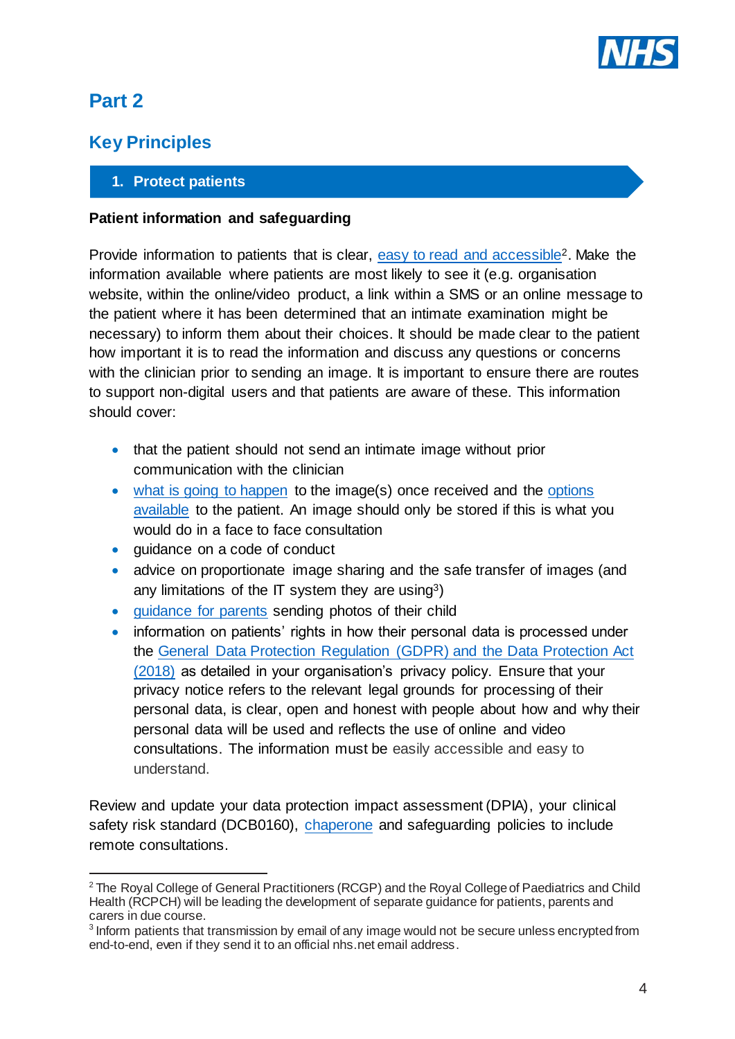# Part 2

## Key Principles

### 1. Protect patients

**Patient information and safeguarding**

Provide information to patients that is clear, easy to read and accessible[2]. Make the information available where patients are most likely to see it (e.g. organisation website, within the online/video product, a link within a SMS or an online message to the patient where it has been determined that an intimate examination might be necessary) to inform them about their choices. It should be made clear to the patient how important it is to read the information and discuss any questions or concerns with the clinician prior to sending an image. It is important to ensure there are routes to support non-digital users and that patients are aware of these. This information should cover:

- that the patient should not send an intimate image without prior communication with the clinician
- what is going to happen to the image(s) once received and the options available to the patient. An image should only be stored if this is what you would do in a face to face consultation
- guidance on a code of conduct
- advice on proportionate image sharing and the safe transfer of images (and any limitations of the IT system they are using[3])
- guidance for parents sending photos of their child
- information on patients' rights in how their personal data is processed under the General Data Protection Regulation (GDPR) and the Data Protection Act (2018) as detailed in your organisation's privacy policy. Ensure that your privacy notice refers to the relevant legal grounds for processing of their personal data, is clear, open and honest with people about how and why their personal data will be used and reflects the use of online and video consultations. The information must be easily accessible and easy to understand.

Review and update your data protection impact assessment (DPIA), your clinical safety risk standard (DCB0160), chaperone and safeguarding policies to include remote consultations.

---

[2] The Royal College of General Practitioners (RCGP) and the Royal College of Paediatrics and Child Health (RCPCH) will be leading the development of separate guidance for patients, parents and carers in due course.

[3] Inform patients that transmission by email of any image would not be secure unless encrypted from end-to-end, even if they send it to an official nhs.net email address.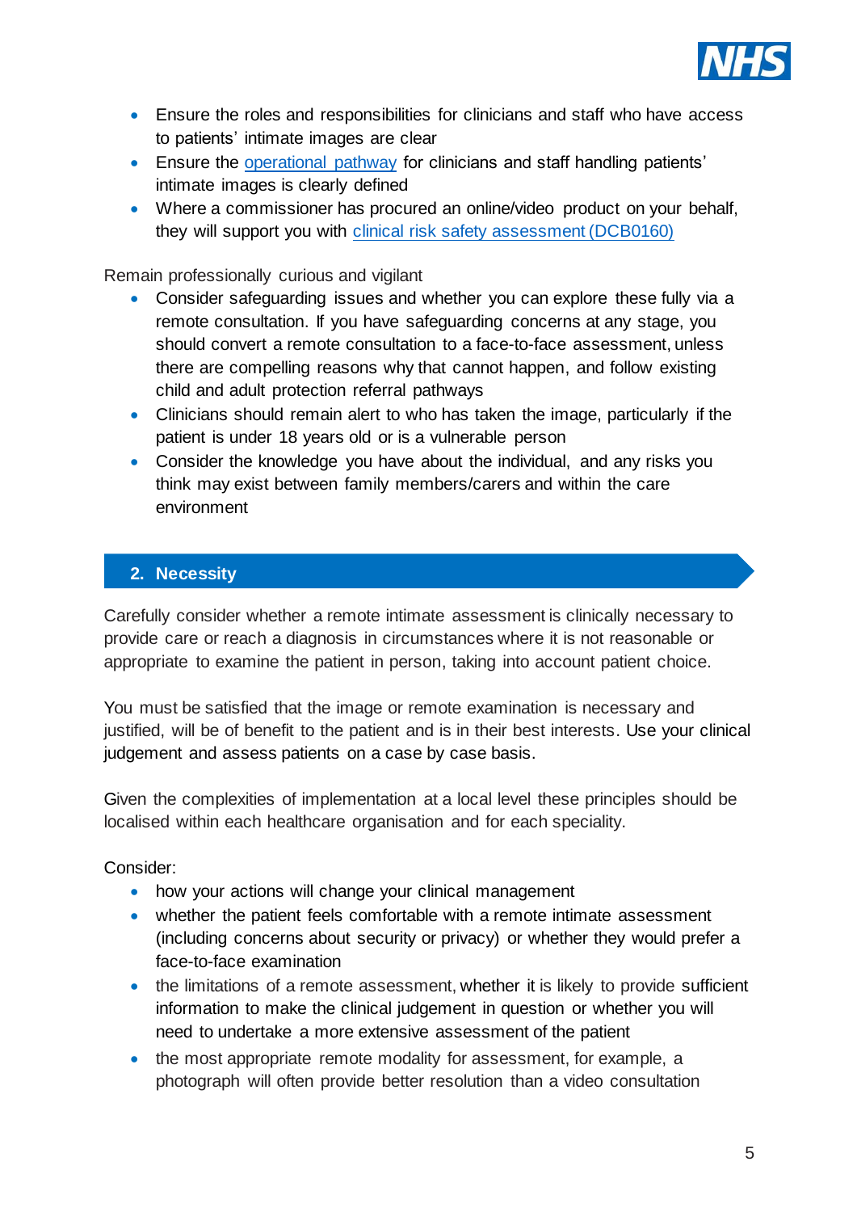- Ensure the roles and responsibilities for clinicians and staff who have access to patients' intimate images are clear
- Ensure the operational pathway for clinicians and staff handling patients' intimate images is clearly defined
- Where a commissioner has procured an online/video product on your behalf, they will support you with clinical risk safety assessment (DCB0160)

Remain professionally curious and vigilant

- Consider safeguarding issues and whether you can explore these fully via a remote consultation. If you have safeguarding concerns at any stage, you should convert a remote consultation to a face-to-face assessment, unless there are compelling reasons why that cannot happen, and follow existing child and adult protection referral pathways
- Clinicians should remain alert to who has taken the image, particularly if the patient is under 18 years old or is a vulnerable person
- Consider the knowledge you have about the individual, and any risks you think may exist between family members/carers and within the care environment

## 2. Necessity

Carefully consider whether a remote intimate assessment is clinically necessary to provide care or reach a diagnosis in circumstances where it is not reasonable or appropriate to examine the patient in person, taking into account patient choice.

You must be satisfied that the image or remote examination is necessary and justified, will be of benefit to the patient and is in their best interests. Use your clinical judgement and assess patients on a case by case basis.

Given the complexities of implementation at a local level these principles should be localised within each healthcare organisation and for each speciality.

Consider:

- how your actions will change your clinical management
- whether the patient feels comfortable with a remote intimate assessment (including concerns about security or privacy) or whether they would prefer a face-to-face examination
- the limitations of a remote assessment, whether it is likely to provide sufficient information to make the clinical judgement in question or whether you will need to undertake a more extensive assessment of the patient
- the most appropriate remote modality for assessment, for example, a photograph will often provide better resolution than a video consultation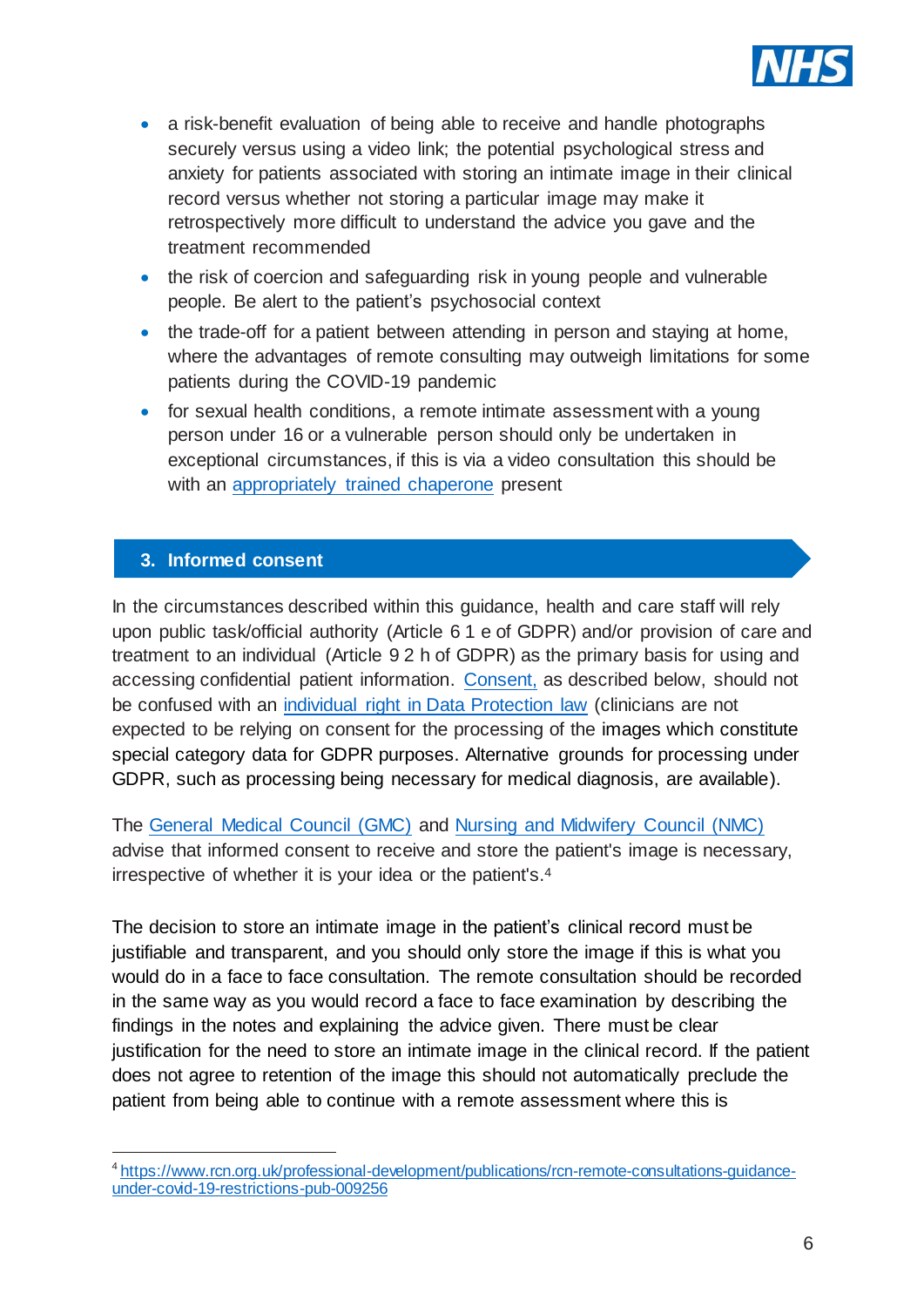- a risk-benefit evaluation of being able to receive and handle photographs securely versus using a video link; the potential psychological stress and anxiety for patients associated with storing an intimate image in their clinical record versus whether not storing a particular image may make it retrospectively more difficult to understand the advice you gave and the treatment recommended
- the risk of coercion and safeguarding risk in young people and vulnerable people. Be alert to the patient's psychosocial context
- the trade-off for a patient between attending in person and staying at home, where the advantages of remote consulting may outweigh limitations for some patients during the COVID-19 pandemic
- for sexual health conditions, a remote intimate assessment with a young person under 16 or a vulnerable person should only be undertaken in exceptional circumstances, if this is via a video consultation this should be with an appropriately trained chaperone present

## 3. Informed consent

In the circumstances described within this guidance, health and care staff will rely upon public task/official authority (Article 6 1 e of GDPR) and/or provision of care and treatment to an individual (Article 9 2 h of GDPR) as the primary basis for using and accessing confidential patient information. Consent, as described below, should not be confused with an individual right in Data Protection law (clinicians are not expected to be relying on consent for the processing of the images which constitute special category data for GDPR purposes. Alternative grounds for processing under GDPR, such as processing being necessary for medical diagnosis, are available).

The General Medical Council (GMC) and Nursing and Midwifery Council (NMC) advise that informed consent to receive and store the patient's image is necessary, irrespective of whether it is your idea or the patient's.[4]

The decision to store an intimate image in the patient's clinical record must be justifiable and transparent, and you should only store the image if this is what you would do in a face to face consultation. The remote consultation should be recorded in the same way as you would record a face to face examination by describing the findings in the notes and explaining the advice given. There must be clear justification for the need to store an intimate image in the clinical record. If the patient does not agree to retention of the image this should not automatically preclude the patient from being able to continue with a remote assessment where this is

[4] https://www.rcn.org.uk/professional-development/publications/rcn-remote-consultations-guidance-under-covid-19-restrictions-pub-009256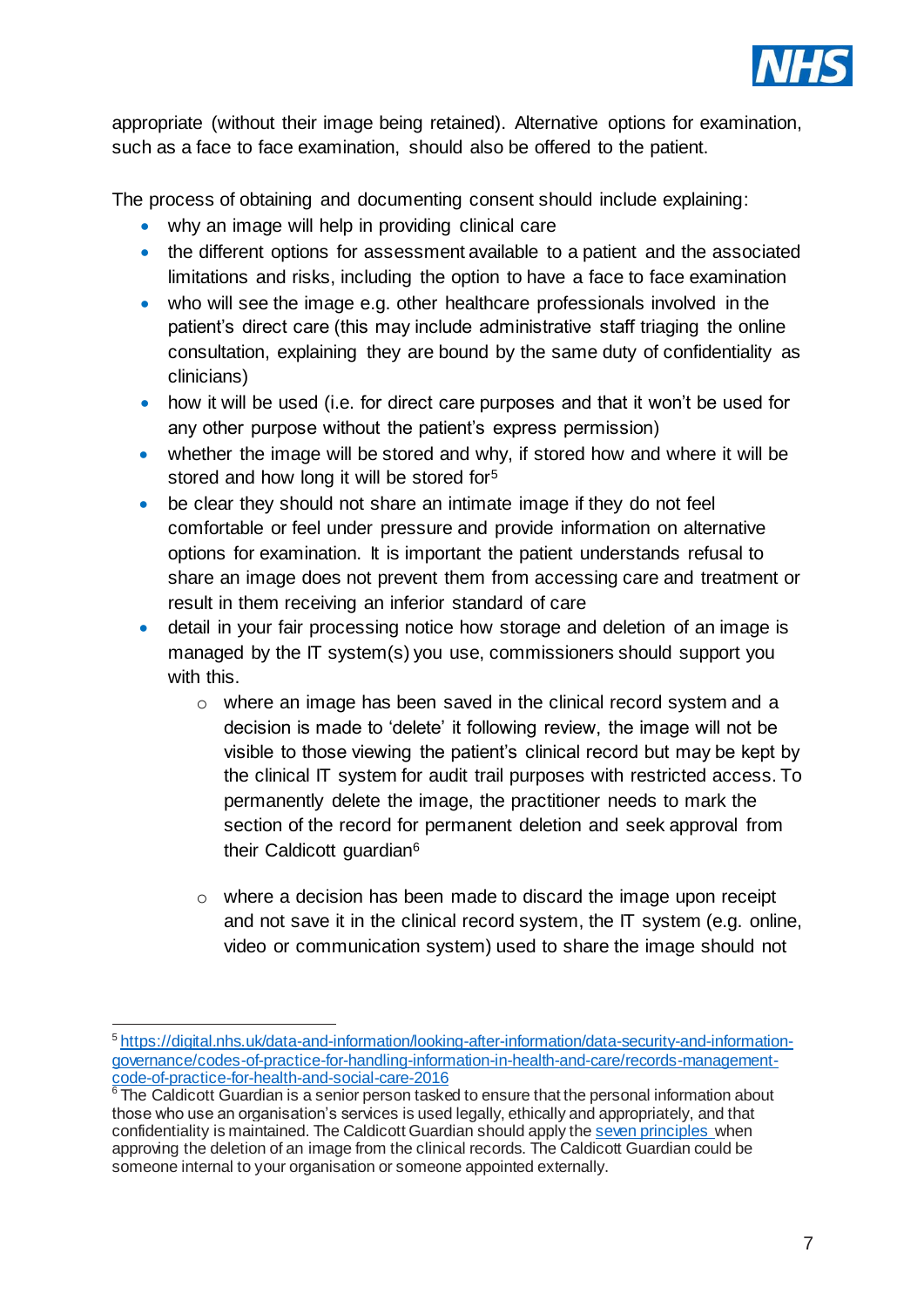appropriate (without their image being retained). Alternative options for examination, such as a face to face examination, should also be offered to the patient.

The process of obtaining and documenting consent should include explaining:

- why an image will help in providing clinical care
- the different options for assessment available to a patient and the associated limitations and risks, including the option to have a face to face examination
- who will see the image e.g. other healthcare professionals involved in the patient's direct care (this may include administrative staff triaging the online consultation, explaining they are bound by the same duty of confidentiality as clinicians)
- how it will be used (i.e. for direct care purposes and that it won't be used for any other purpose without the patient's express permission)
- whether the image will be stored and why, if stored how and where it will be stored and how long it will be stored for[5]
- be clear they should not share an intimate image if they do not feel comfortable or feel under pressure and provide information on alternative options for examination. It is important the patient understands refusal to share an image does not prevent them from accessing care and treatment or result in them receiving an inferior standard of care
- detail in your fair processing notice how storage and deletion of an image is managed by the IT system(s) you use, commissioners should support you with this.
  - where an image has been saved in the clinical record system and a decision is made to 'delete' it following review, the image will not be visible to those viewing the patient's clinical record but may be kept by the clinical IT system for audit trail purposes with restricted access. To permanently delete the image, the practitioner needs to mark the section of the record for permanent deletion and seek approval from their Caldicott guardian[6]
  - where a decision has been made to discard the image upon receipt and not save it in the clinical record system, the IT system (e.g. online, video or communication system) used to share the image should not

---

[5] https://digital.nhs.uk/data-and-information/looking-after-information/data-security-and-information-governance/codes-of-practice-for-handling-information-in-health-and-care/records-management-code-of-practice-for-health-and-social-care-2016

[6] The Caldicott Guardian is a senior person tasked to ensure that the personal information about those who use an organisation's services is used legally, ethically and appropriately, and that confidentiality is maintained. The Caldicott Guardian should apply the seven principles when approving the deletion of an image from the clinical records. The Caldicott Guardian could be someone internal to your organisation or someone appointed externally.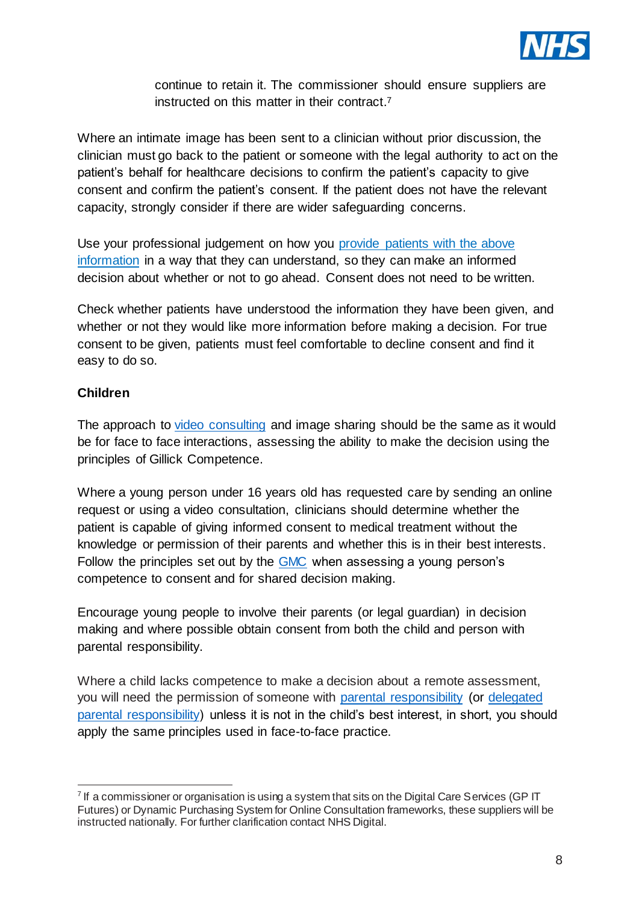continue to retain it. The commissioner should ensure suppliers are instructed on this matter in their contract.[7]

Where an intimate image has been sent to a clinician without prior discussion, the clinician must go back to the patient or someone with the legal authority to act on the patient's behalf for healthcare decisions to confirm the patient's capacity to give consent and confirm the patient's consent. If the patient does not have the relevant capacity, strongly consider if there are wider safeguarding concerns.

Use your professional judgement on how you provide patients with the above information in a way that they can understand, so they can make an informed decision about whether or not to go ahead. Consent does not need to be written.

Check whether patients have understood the information they have been given, and whether or not they would like more information before making a decision. For true consent to be given, patients must feel comfortable to decline consent and find it easy to do so.

**Children**

The approach to video consulting and image sharing should be the same as it would be for face to face interactions, assessing the ability to make the decision using the principles of Gillick Competence.

Where a young person under 16 years old has requested care by sending an online request or using a video consultation, clinicians should determine whether the patient is capable of giving informed consent to medical treatment without the knowledge or permission of their parents and whether this is in their best interests. Follow the principles set out by the GMC when assessing a young person's competence to consent and for shared decision making.

Encourage young people to involve their parents (or legal guardian) in decision making and where possible obtain consent from both the child and person with parental responsibility.

Where a child lacks competence to make a decision about a remote assessment, you will need the permission of someone with parental responsibility (or delegated parental responsibility) unless it is not in the child's best interest, in short, you should apply the same principles used in face-to-face practice.

---

[7] If a commissioner or organisation is using a system that sits on the Digital Care Services (GP IT Futures) or Dynamic Purchasing System for Online Consultation frameworks, these suppliers will be instructed nationally. For further clarification contact NHS Digital.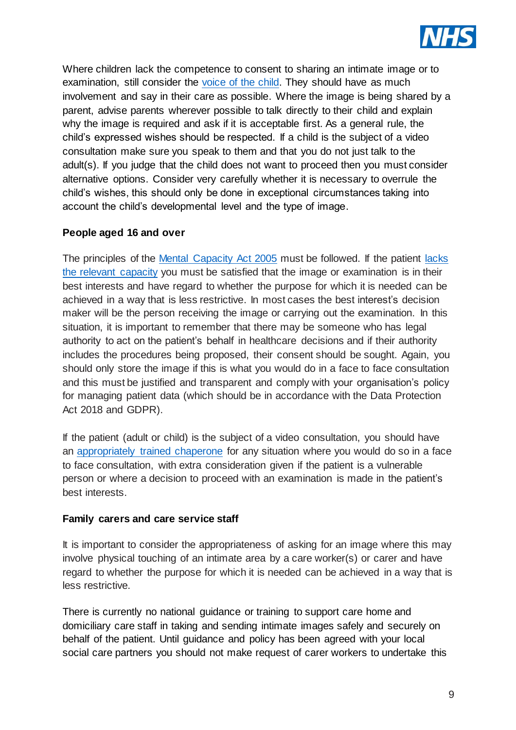Where children lack the competence to consent to sharing an intimate image or to examination, still consider the voice of the child. They should have as much involvement and say in their care as possible. Where the image is being shared by a parent, advise parents wherever possible to talk directly to their child and explain why the image is required and ask if it is acceptable first. As a general rule, the child's expressed wishes should be respected. If a child is the subject of a video consultation make sure you speak to them and that you do not just talk to the adult(s). If you judge that the child does not want to proceed then you must consider alternative options. Consider very carefully whether it is necessary to overrule the child's wishes, this should only be done in exceptional circumstances taking into account the child's developmental level and the type of image.

**People aged 16 and over**

The principles of the Mental Capacity Act 2005 must be followed. If the patient lacks the relevant capacity you must be satisfied that the image or examination is in their best interests and have regard to whether the purpose for which it is needed can be achieved in a way that is less restrictive. In most cases the best interest's decision maker will be the person receiving the image or carrying out the examination. In this situation, it is important to remember that there may be someone who has legal authority to act on the patient's behalf in healthcare decisions and if their authority includes the procedures being proposed, their consent should be sought. Again, you should only store the image if this is what you would do in a face to face consultation and this must be justified and transparent and comply with your organisation's policy for managing patient data (which should be in accordance with the Data Protection Act 2018 and GDPR).

If the patient (adult or child) is the subject of a video consultation, you should have an appropriately trained chaperone for any situation where you would do so in a face to face consultation, with extra consideration given if the patient is a vulnerable person or where a decision to proceed with an examination is made in the patient's best interests.

**Family carers and care service staff**

It is important to consider the appropriateness of asking for an image where this may involve physical touching of an intimate area by a care worker(s) or carer and have regard to whether the purpose for which it is needed can be achieved in a way that is less restrictive.

There is currently no national guidance or training to support care home and domiciliary care staff in taking and sending intimate images safely and securely on behalf of the patient. Until guidance and policy has been agreed with your local social care partners you should not make request of carer workers to undertake this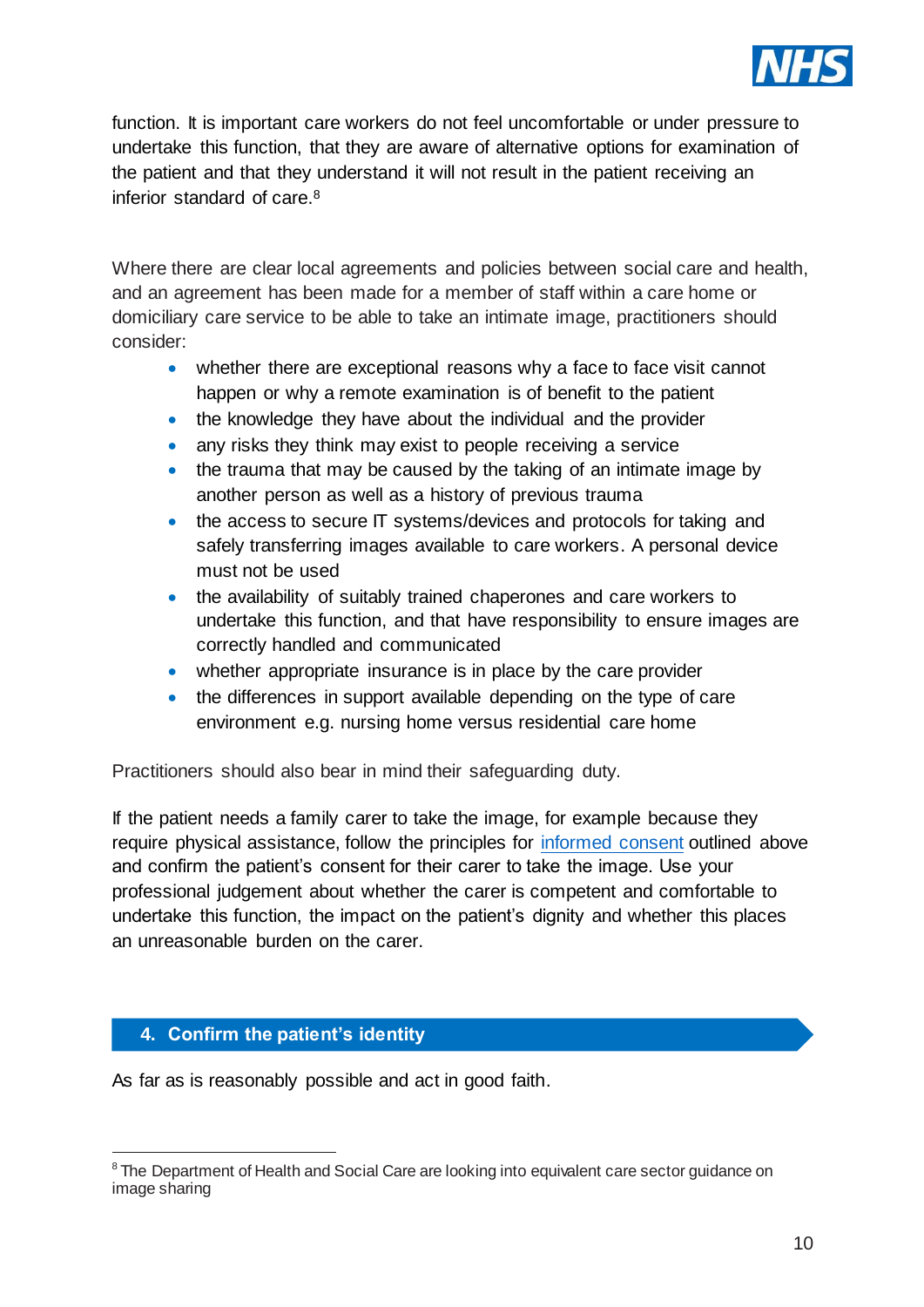function. It is important care workers do not feel uncomfortable or under pressure to undertake this function, that they are aware of alternative options for examination of the patient and that they understand it will not result in the patient receiving an inferior standard of care.[8]

Where there are clear local agreements and policies between social care and health, and an agreement has been made for a member of staff within a care home or domiciliary care service to be able to take an intimate image, practitioners should consider:

- whether there are exceptional reasons why a face to face visit cannot happen or why a remote examination is of benefit to the patient
- the knowledge they have about the individual and the provider
- any risks they think may exist to people receiving a service
- the trauma that may be caused by the taking of an intimate image by another person as well as a history of previous trauma
- the access to secure IT systems/devices and protocols for taking and safely transferring images available to care workers. A personal device must not be used
- the availability of suitably trained chaperones and care workers to undertake this function, and that have responsibility to ensure images are correctly handled and communicated
- whether appropriate insurance is in place by the care provider
- the differences in support available depending on the type of care environment e.g. nursing home versus residential care home

Practitioners should also bear in mind their safeguarding duty.

If the patient needs a family carer to take the image, for example because they require physical assistance, follow the principles for [informed consent] outlined above and confirm the patient's consent for their carer to take the image. Use your professional judgement about whether the carer is competent and comfortable to undertake this function, the impact on the patient's dignity and whether this places an unreasonable burden on the carer.

## 4. Confirm the patient's identity

As far as is reasonably possible and act in good faith.

[8] The Department of Health and Social Care are looking into equivalent care sector guidance on image sharing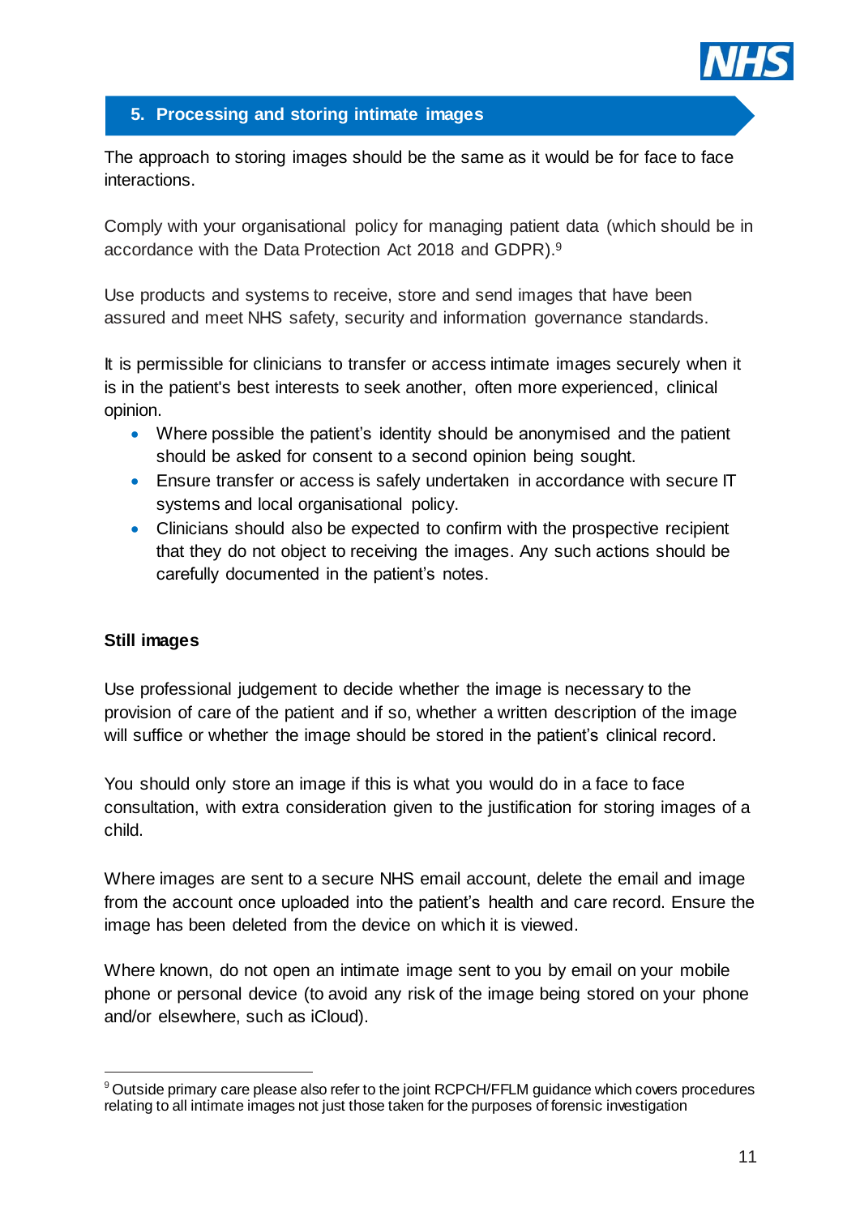## 5. Processing and storing intimate images

The approach to storing images should be the same as it would be for face to face interactions.

Comply with your organisational policy for managing patient data (which should be in accordance with the Data Protection Act 2018 and GDPR).[9]

Use products and systems to receive, store and send images that have been assured and meet NHS safety, security and information governance standards.

It is permissible for clinicians to transfer or access intimate images securely when it is in the patient's best interests to seek another, often more experienced, clinical opinion.

- Where possible the patient's identity should be anonymised and the patient should be asked for consent to a second opinion being sought.
- Ensure transfer or access is safely undertaken in accordance with secure IT systems and local organisational policy.
- Clinicians should also be expected to confirm with the prospective recipient that they do not object to receiving the images. Any such actions should be carefully documented in the patient's notes.

**Still images**

Use professional judgement to decide whether the image is necessary to the provision of care of the patient and if so, whether a written description of the image will suffice or whether the image should be stored in the patient's clinical record.

You should only store an image if this is what you would do in a face to face consultation, with extra consideration given to the justification for storing images of a child.

Where images are sent to a secure NHS email account, delete the email and image from the account once uploaded into the patient's health and care record. Ensure the image has been deleted from the device on which it is viewed.

Where known, do not open an intimate image sent to you by email on your mobile phone or personal device (to avoid any risk of the image being stored on your phone and/or elsewhere, such as iCloud).

---

[9] Outside primary care please also refer to the joint RCPCH/FFLM guidance which covers procedures relating to all intimate images not just those taken for the purposes of forensic investigation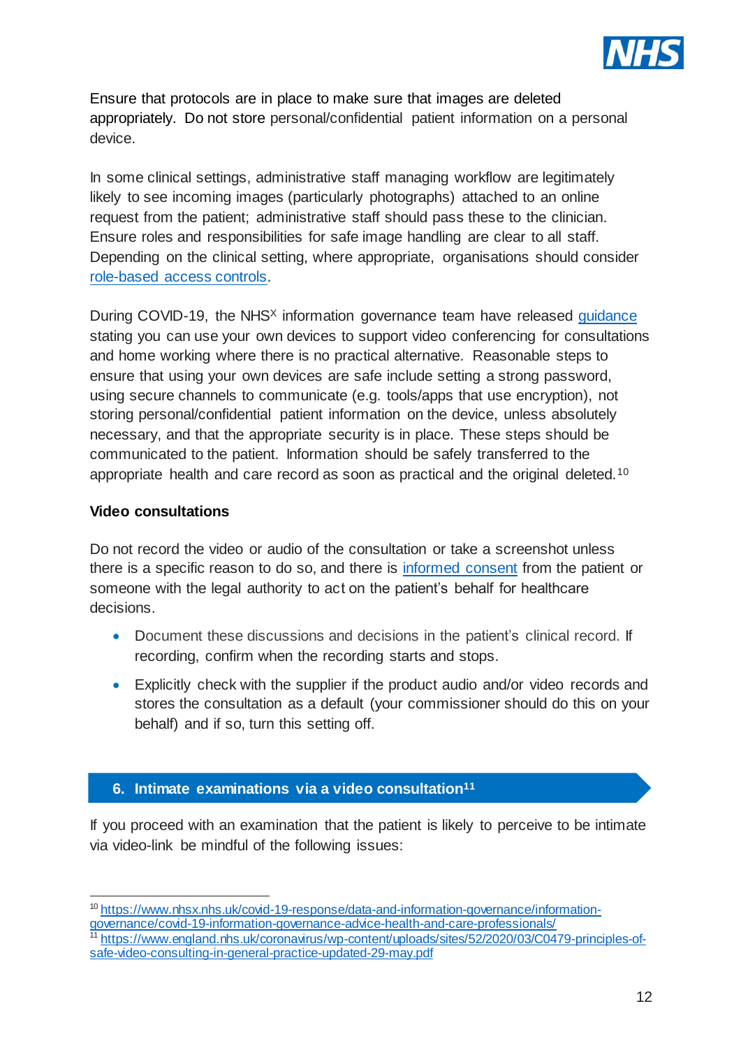Ensure that protocols are in place to make sure that images are deleted appropriately. Do not store personal/confidential patient information on a personal device.

In some clinical settings, administrative staff managing workflow are legitimately likely to see incoming images (particularly photographs) attached to an online request from the patient; administrative staff should pass these to the clinician. Ensure roles and responsibilities for safe image handling are clear to all staff. Depending on the clinical setting, where appropriate, organisations should consider role-based access controls.

During COVID-19, the NHSX information governance team have released guidance stating you can use your own devices to support video conferencing for consultations and home working where there is no practical alternative. Reasonable steps to ensure that using your own devices are safe include setting a strong password, using secure channels to communicate (e.g. tools/apps that use encryption), not storing personal/confidential patient information on the device, unless absolutely necessary, and that the appropriate security is in place. These steps should be communicated to the patient. Information should be safely transferred to the appropriate health and care record as soon as practical and the original deleted.[10]

**Video consultations**

Do not record the video or audio of the consultation or take a screenshot unless there is a specific reason to do so, and there is informed consent from the patient or someone with the legal authority to act on the patient's behalf for healthcare decisions.

- Document these discussions and decisions in the patient's clinical record. If recording, confirm when the recording starts and stops.
- Explicitly check with the supplier if the product audio and/or video records and stores the consultation as a default (your commissioner should do this on your behalf) and if so, turn this setting off.

## 6. Intimate examinations via a video consultation[11]

If you proceed with an examination that the patient is likely to perceive to be intimate via video-link be mindful of the following issues:

---

[10] https://www.nhsx.nhs.uk/covid-19-response/data-and-information-governance/information-governance/covid-19-information-governance-advice-health-and-care-professionals/

[11] https://www.england.nhs.uk/coronavirus/wp-content/uploads/sites/52/2020/03/C0479-principles-of-safe-video-consulting-in-general-practice-updated-29-may.pdf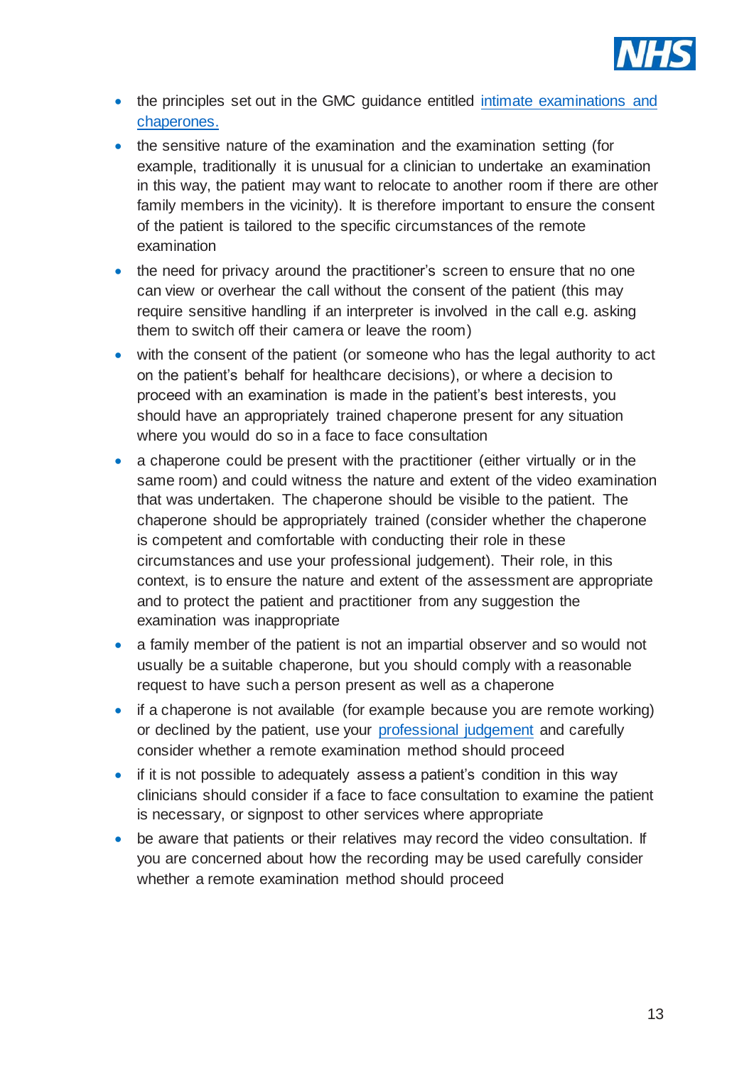- the principles set out in the GMC guidance entitled [intimate examinations and chaperones.](#)
- the sensitive nature of the examination and the examination setting (for example, traditionally it is unusual for a clinician to undertake an examination in this way, the patient may want to relocate to another room if there are other family members in the vicinity). It is therefore important to ensure the consent of the patient is tailored to the specific circumstances of the remote examination
- the need for privacy around the practitioner's screen to ensure that no one can view or overhear the call without the consent of the patient (this may require sensitive handling if an interpreter is involved in the call e.g. asking them to switch off their camera or leave the room)
- with the consent of the patient (or someone who has the legal authority to act on the patient's behalf for healthcare decisions), or where a decision to proceed with an examination is made in the patient's best interests, you should have an appropriately trained chaperone present for any situation where you would do so in a face to face consultation
- a chaperone could be present with the practitioner (either virtually or in the same room) and could witness the nature and extent of the video examination that was undertaken. The chaperone should be visible to the patient. The chaperone should be appropriately trained (consider whether the chaperone is competent and comfortable with conducting their role in these circumstances and use your professional judgement). Their role, in this context, is to ensure the nature and extent of the assessment are appropriate and to protect the patient and practitioner from any suggestion the examination was inappropriate
- a family member of the patient is not an impartial observer and so would not usually be a suitable chaperone, but you should comply with a reasonable request to have such a person present as well as a chaperone
- if a chaperone is not available (for example because you are remote working) or declined by the patient, use your [professional judgement](#) and carefully consider whether a remote examination method should proceed
- if it is not possible to adequately assess a patient's condition in this way clinicians should consider if a face to face consultation to examine the patient is necessary, or signpost to other services where appropriate
- be aware that patients or their relatives may record the video consultation. If you are concerned about how the recording may be used carefully consider whether a remote examination method should proceed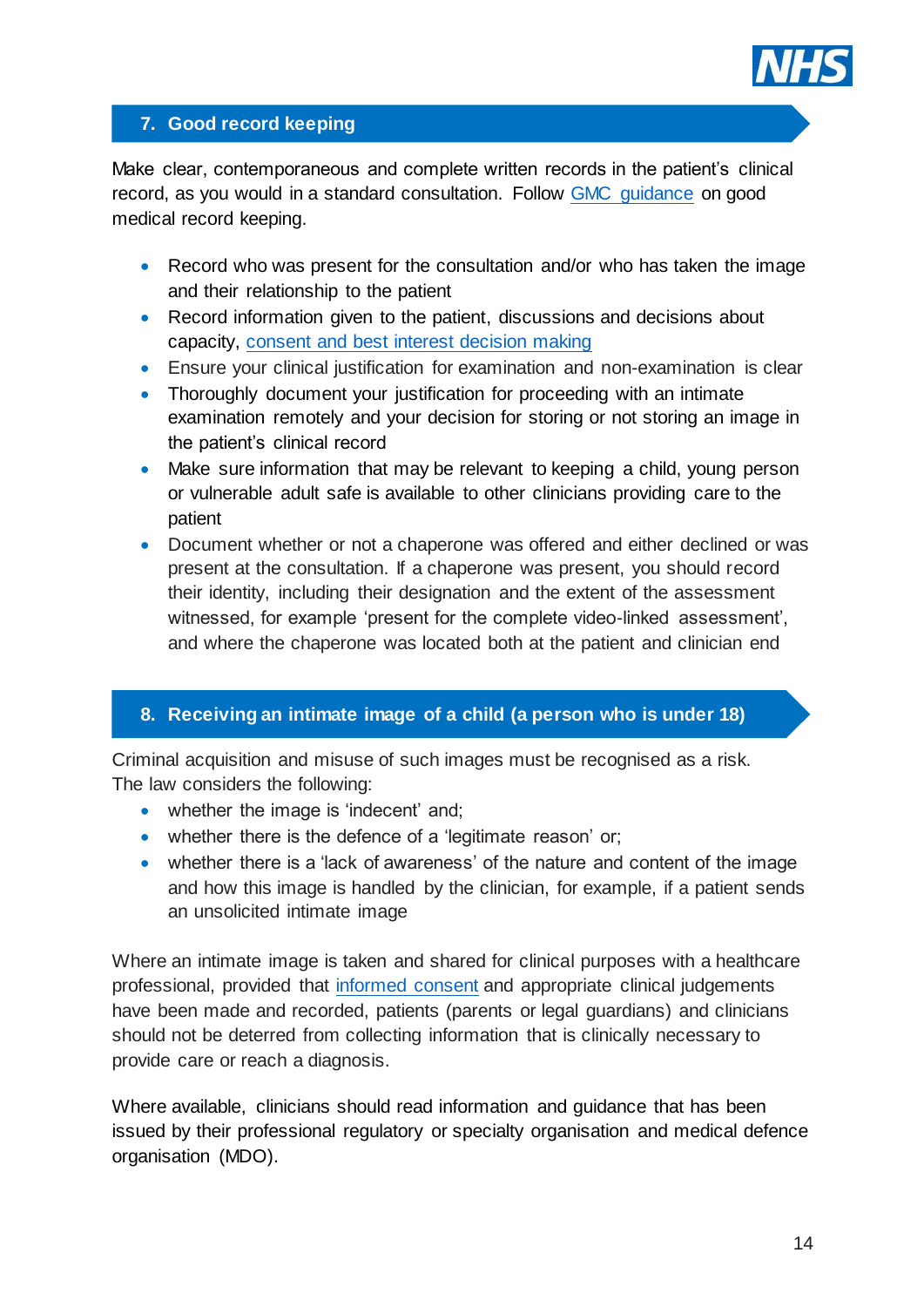## 7. Good record keeping

Make clear, contemporaneous and complete written records in the patient's clinical record, as you would in a standard consultation. Follow GMC guidance on good medical record keeping.

- Record who was present for the consultation and/or who has taken the image and their relationship to the patient
- Record information given to the patient, discussions and decisions about capacity, consent and best interest decision making
- Ensure your clinical justification for examination and non-examination is clear
- Thoroughly document your justification for proceeding with an intimate examination remotely and your decision for storing or not storing an image in the patient's clinical record
- Make sure information that may be relevant to keeping a child, young person or vulnerable adult safe is available to other clinicians providing care to the patient
- Document whether or not a chaperone was offered and either declined or was present at the consultation. If a chaperone was present, you should record their identity, including their designation and the extent of the assessment witnessed, for example 'present for the complete video-linked assessment', and where the chaperone was located both at the patient and clinician end

## 8. Receiving an intimate image of a child (a person who is under 18)

Criminal acquisition and misuse of such images must be recognised as a risk. The law considers the following:

- whether the image is 'indecent' and;
- whether there is the defence of a 'legitimate reason' or;
- whether there is a 'lack of awareness' of the nature and content of the image and how this image is handled by the clinician, for example, if a patient sends an unsolicited intimate image

Where an intimate image is taken and shared for clinical purposes with a healthcare professional, provided that informed consent and appropriate clinical judgements have been made and recorded, patients (parents or legal guardians) and clinicians should not be deterred from collecting information that is clinically necessary to provide care or reach a diagnosis.

Where available, clinicians should read information and guidance that has been issued by their professional regulatory or specialty organisation and medical defence organisation (MDO).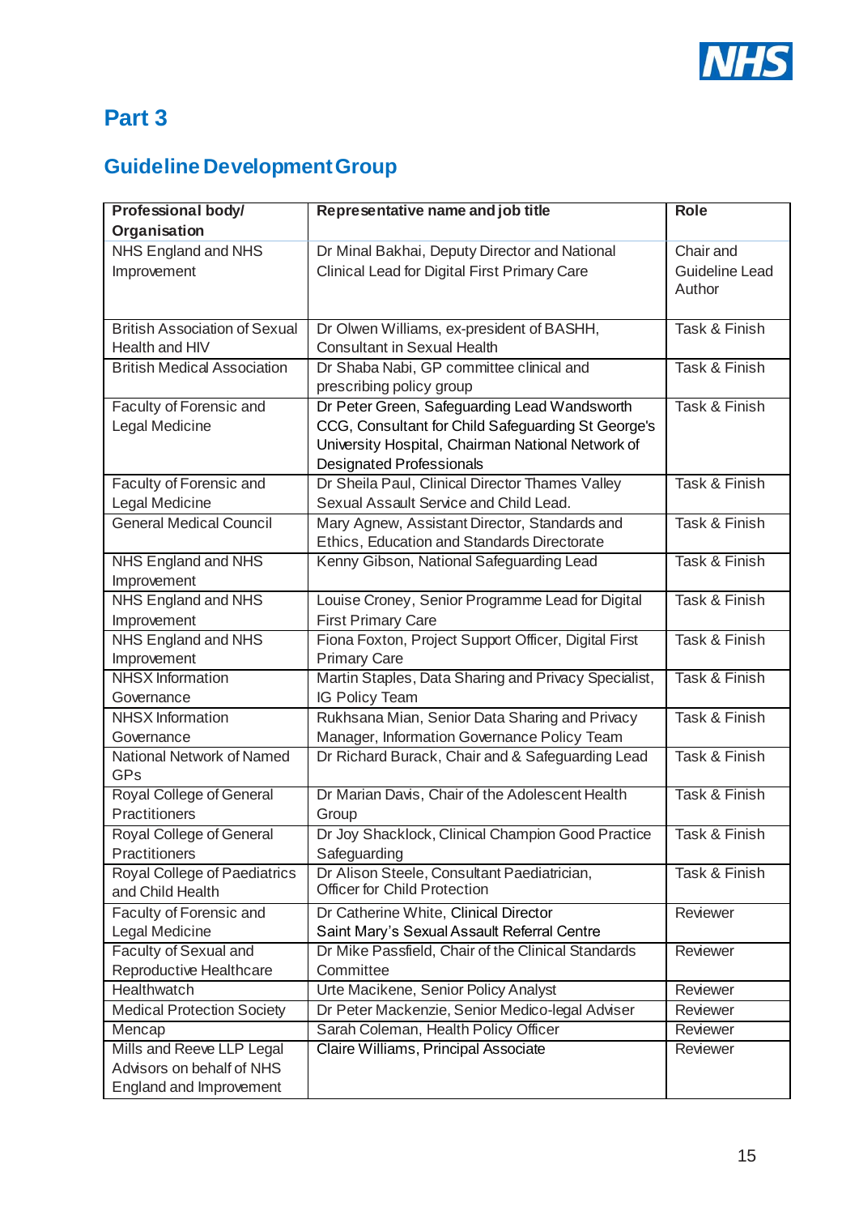## Part 3

## Guideline Development Group

| Professional body/ Organisation | Representative name and job title | Role |
|---|---|---|
| NHS England and NHS Improvement | Dr Minal Bakhai, Deputy Director and National Clinical Lead for Digital First Primary Care | Chair and Guideline Lead Author |
| British Association of Sexual Health and HIV | Dr Olwen Williams, ex-president of BASHH, Consultant in Sexual Health | Task & Finish |
| British Medical Association | Dr Shaba Nabi, GP committee clinical and prescribing policy group | Task & Finish |
| Faculty of Forensic and Legal Medicine | Dr Peter Green, Safeguarding Lead Wandsworth CCG, Consultant for Child Safeguarding St George's University Hospital, Chairman National Network of Designated Professionals | Task & Finish |
| Faculty of Forensic and Legal Medicine | Dr Sheila Paul, Clinical Director Thames Valley Sexual Assault Service and Child Lead. | Task & Finish |
| General Medical Council | Mary Agnew, Assistant Director, Standards and Ethics, Education and Standards Directorate | Task & Finish |
| NHS England and NHS Improvement | Kenny Gibson, National Safeguarding Lead | Task & Finish |
| NHS England and NHS Improvement | Louise Croney, Senior Programme Lead for Digital First Primary Care | Task & Finish |
| NHS England and NHS Improvement | Fiona Foxton, Project Support Officer, Digital First Primary Care | Task & Finish |
| NHSX Information Governance | Martin Staples, Data Sharing and Privacy Specialist, IG Policy Team | Task & Finish |
| NHSX Information Governance | Rukhsana Mian, Senior Data Sharing and Privacy Manager, Information Governance Policy Team | Task & Finish |
| National Network of Named GPs | Dr Richard Burack, Chair and & Safeguarding Lead | Task & Finish |
| Royal College of General Practitioners | Dr Marian Davis, Chair of the Adolescent Health Group | Task & Finish |
| Royal College of General Practitioners | Dr Joy Shacklock, Clinical Champion Good Practice Safeguarding | Task & Finish |
| Royal College of Paediatrics and Child Health | Dr Alison Steele, Consultant Paediatrician, Officer for Child Protection | Task & Finish |
| Faculty of Forensic and Legal Medicine | Dr Catherine White, Clinical Director Saint Mary's Sexual Assault Referral Centre | Reviewer |
| Faculty of Sexual and Reproductive Healthcare | Dr Mike Passfield, Chair of the Clinical Standards Committee | Reviewer |
| Healthwatch | Urte Macikene, Senior Policy Analyst | Reviewer |
| Medical Protection Society | Dr Peter Mackenzie, Senior Medico-legal Adviser | Reviewer |
| Mencap | Sarah Coleman, Health Policy Officer | Reviewer |
| Mills and Reeve LLP Legal Advisors on behalf of NHS England and Improvement | Claire Williams, Principal Associate | Reviewer |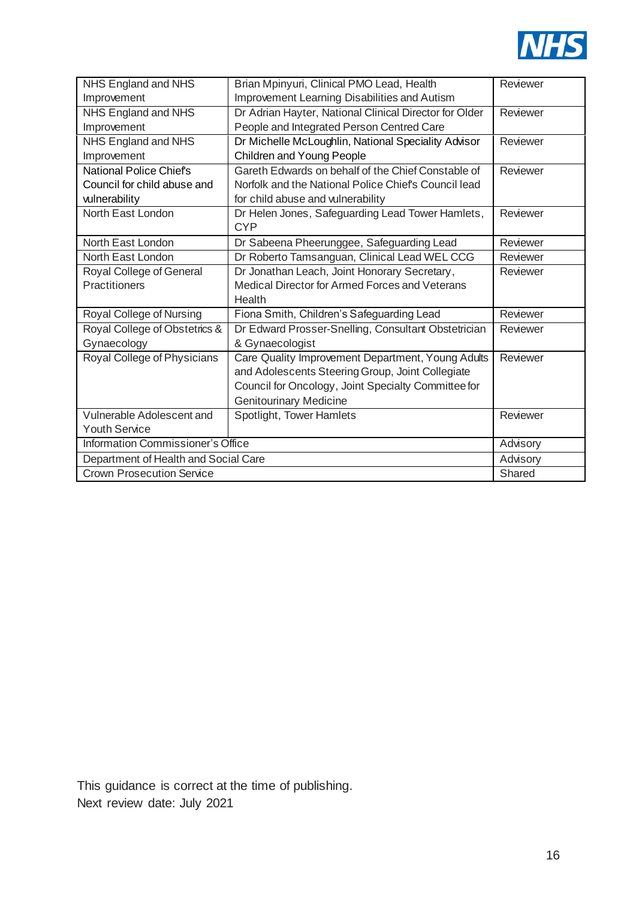| | | |
|---|---|---|
| NHS England and NHS Improvement | Brian Mpinyuri, Clinical PMO Lead, Health Improvement Learning Disabilities and Autism | Reviewer |
| NHS England and NHS Improvement | Dr Adrian Hayter, National Clinical Director for Older People and Integrated Person Centred Care | Reviewer |
| NHS England and NHS Improvement | Dr Michelle McLoughlin, National Speciality Advisor Children and Young People | Reviewer |
| National Police Chief's Council for child abuse and vulnerability | Gareth Edwards on behalf of the Chief Constable of Norfolk and the National Police Chief's Council lead for child abuse and vulnerability | Reviewer |
| North East London | Dr Helen Jones, Safeguarding Lead Tower Hamlets, CYP | Reviewer |
| North East London | Dr Sabeena Pheerunggee, Safeguarding Lead | Reviewer |
| North East London | Dr Roberto Tamsanguan, Clinical Lead WEL CCG | Reviewer |
| Royal College of General Practitioners | Dr Jonathan Leach, Joint Honorary Secretary, Medical Director for Armed Forces and Veterans Health | Reviewer |
| Royal College of Nursing | Fiona Smith, Children's Safeguarding Lead | Reviewer |
| Royal College of Obstetrics & Gynaecology | Dr Edward Prosser-Snelling, Consultant Obstetrician & Gynaecologist | Reviewer |
| Royal College of Physicians | Care Quality Improvement Department, Young Adults and Adolescents Steering Group, Joint Collegiate Council for Oncology, Joint Specialty Committee for Genitourinary Medicine | Reviewer |
| Vulnerable Adolescent and Youth Service | Spotlight, Tower Hamlets | Reviewer |
| Information Commissioner's Office | | Advisory |
| Department of Health and Social Care | | Advisory |
| Crown Prosecution Service | | Shared |

This guidance is correct at the time of publishing.
Next review date: July 2021